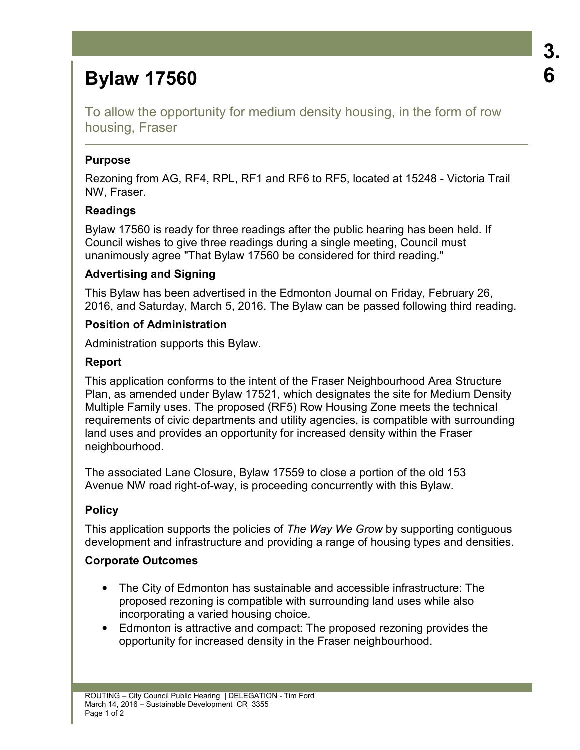# Bylaw 17560

3.6

## To allow the opportunity for medium density housing, in the form of row housing, Fraser

### Purpose

Rezoning from AG, RF4, RPL, RF1 and RF6 to RF5, located at 15248 - Victoria Trail NW, Fraser.

### Readings

Bylaw 17560 is ready for three readings after the public hearing has been held. If Council wishes to give three readings during a single meeting, Council must unanimously agree "That Bylaw 17560 be considered for third reading."

### Advertising and Signing

This Bylaw has been advertised in the Edmonton Journal on Friday, February 26, 2016, and Saturday, March 5, 2016. The Bylaw can be passed following third reading.

### Position of Administration

Administration supports this Bylaw.

### Report

This application conforms to the intent of the Fraser Neighbourhood Area Structure Plan, as amended under Bylaw 17521, which designates the site for Medium Density Multiple Family uses. The proposed (RF5) Row Housing Zone meets the technical requirements of civic departments and utility agencies, is compatible with surrounding land uses and provides an opportunity for increased density within the Fraser neighbourhood.

The associated Lane Closure, Bylaw 17559 to close a portion of the old 153 Avenue NW road right-of-way, is proceeding concurrently with this Bylaw.

### Policy

This application supports the policies of *The Way We Grow* by supporting contiguous development and infrastructure and providing a range of housing types and densities.

### Corporate Outcomes

- The City of Edmonton has sustainable and accessible infrastructure: The proposed rezoning is compatible with surrounding land uses while also incorporating a varied housing choice.
- Edmonton is attractive and compact: The proposed rezoning provides the opportunity for increased density in the Fraser neighbourhood.

ROUTING – City Council Public Hearing | DELEGATION - Tim Ford
March 14, 2016 – Sustainable Development CR_3355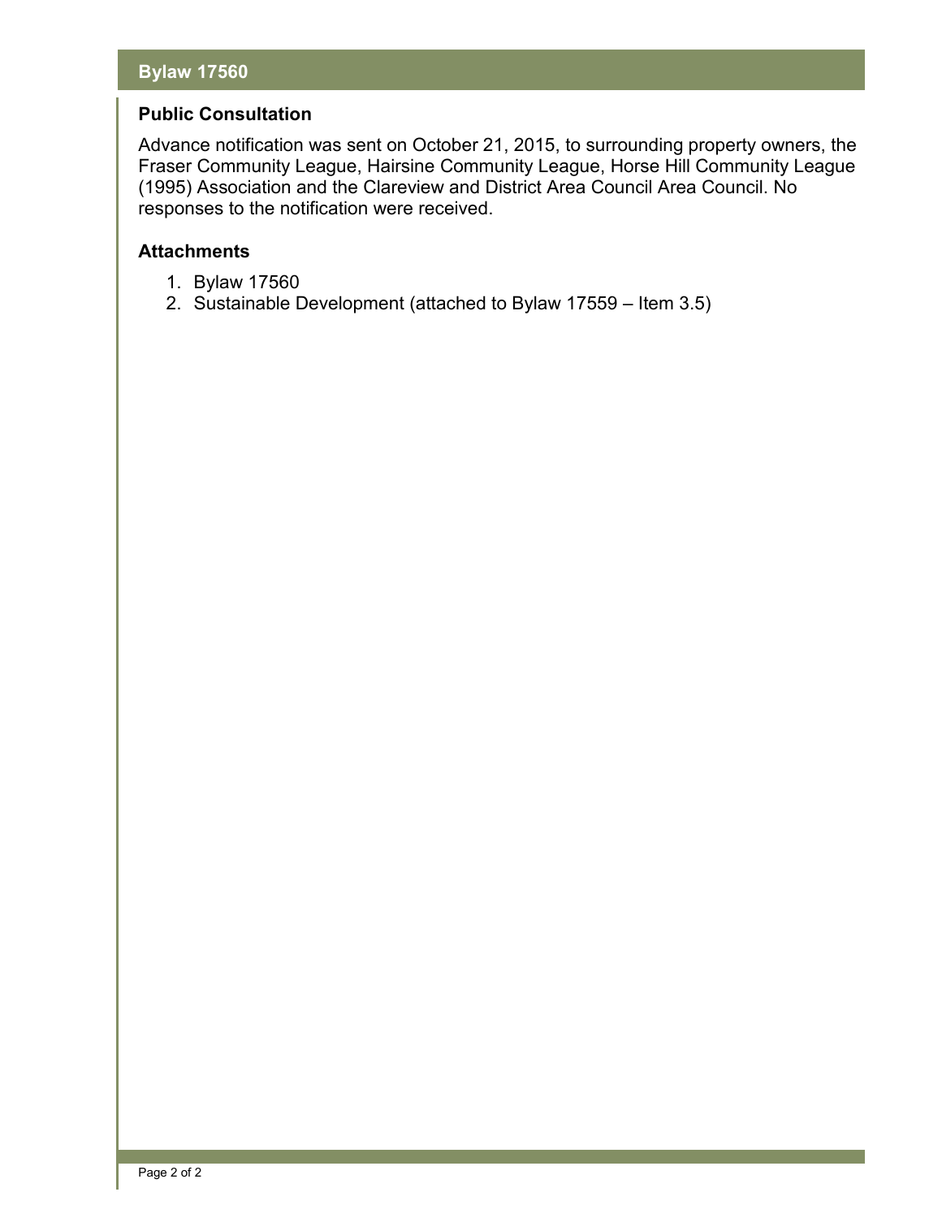## Public Consultation

Advance notification was sent on October 21, 2015, to surrounding property owners, the Fraser Community League, Hairsine Community League, Horse Hill Community League (1995) Association and the Clareview and District Area Council Area Council. No responses to the notification were received.

## Attachments

1. Bylaw 17560
2. Sustainable Development (attached to Bylaw 17559 – Item 3.5)